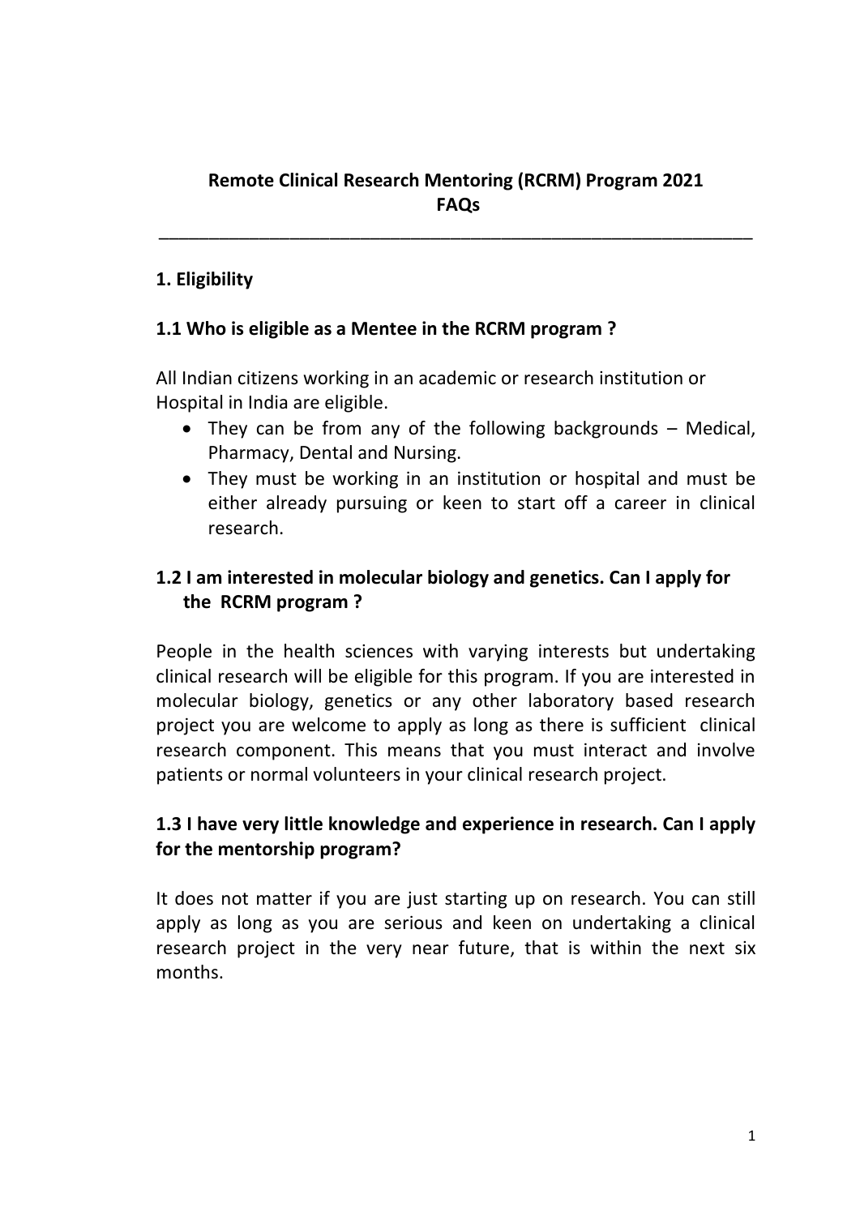# Remote Clinical Research Mentoring (RCRM) Program 2021
# FAQs

---

## 1. Eligibility

### 1.1 Who is eligible as a Mentee in the RCRM program ?

All Indian citizens working in an academic or research institution or Hospital in India are eligible.

- They can be from any of the following backgrounds – Medical, Pharmacy, Dental and Nursing.
- They must be working in an institution or hospital and must be either already pursuing or keen to start off a career in clinical research.

### 1.2 I am interested in molecular biology and genetics. Can I apply for the RCRM program ?

People in the health sciences with varying interests but undertaking clinical research will be eligible for this program. If you are interested in molecular biology, genetics or any other laboratory based research project you are welcome to apply as long as there is sufficient clinical research component. This means that you must interact and involve patients or normal volunteers in your clinical research project.

### 1.3 I have very little knowledge and experience in research. Can I apply for the mentorship program?

It does not matter if you are just starting up on research. You can still apply as long as you are serious and keen on undertaking a clinical research project in the very near future, that is within the next six months.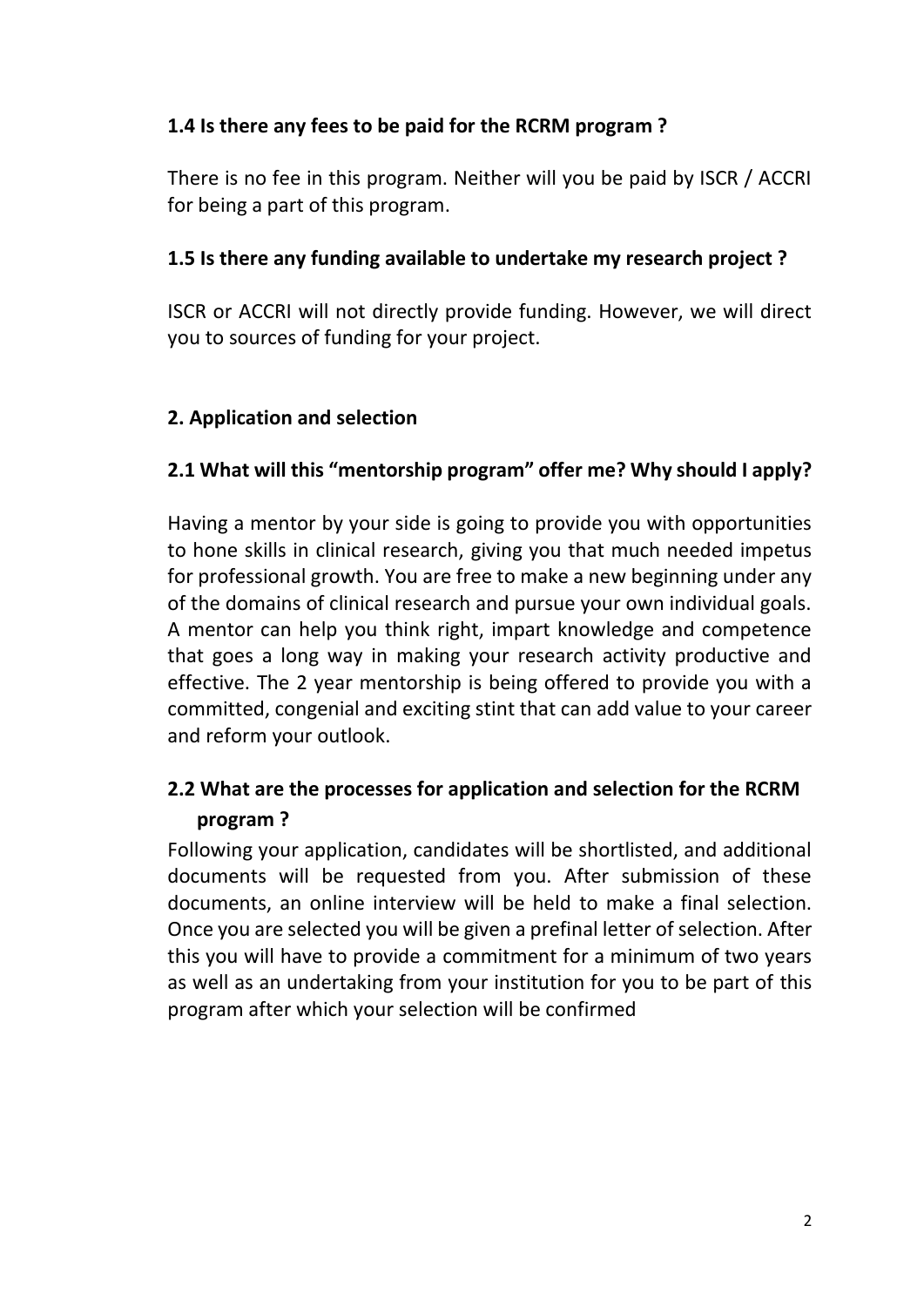### 1.4 Is there any fees to be paid for the RCRM program ?

There is no fee in this program. Neither will you be paid by ISCR / ACCRI for being a part of this program.

### 1.5 Is there any funding available to undertake my research project ?

ISCR or ACCRI will not directly provide funding. However, we will direct you to sources of funding for your project.

## 2. Application and selection

### 2.1 What will this "mentorship program" offer me? Why should I apply?

Having a mentor by your side is going to provide you with opportunities to hone skills in clinical research, giving you that much needed impetus for professional growth. You are free to make a new beginning under any of the domains of clinical research and pursue your own individual goals. A mentor can help you think right, impart knowledge and competence that goes a long way in making your research activity productive and effective. The 2 year mentorship is being offered to provide you with a committed, congenial and exciting stint that can add value to your career and reform your outlook.

### 2.2 What are the processes for application and selection for the RCRM program ?

Following your application, candidates will be shortlisted, and additional documents will be requested from you. After submission of these documents, an online interview will be held to make a final selection. Once you are selected you will be given a prefinal letter of selection. After this you will have to provide a commitment for a minimum of two years as well as an undertaking from your institution for you to be part of this program after which your selection will be confirmed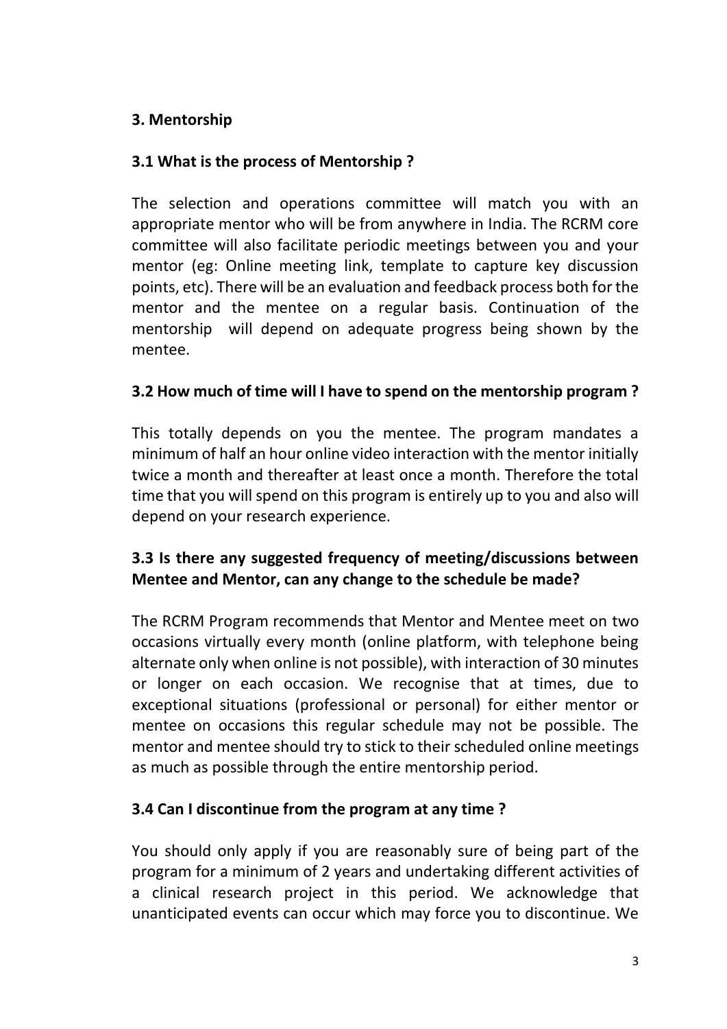## 3. Mentorship

### 3.1 What is the process of Mentorship ?

The selection and operations committee will match you with an appropriate mentor who will be from anywhere in India. The RCRM core committee will also facilitate periodic meetings between you and your mentor (eg: Online meeting link, template to capture key discussion points, etc). There will be an evaluation and feedback process both for the mentor and the mentee on a regular basis. Continuation of the mentorship will depend on adequate progress being shown by the mentee.

### 3.2 How much of time will I have to spend on the mentorship program ?

This totally depends on you the mentee. The program mandates a minimum of half an hour online video interaction with the mentor initially twice a month and thereafter at least once a month. Therefore the total time that you will spend on this program is entirely up to you and also will depend on your research experience.

### 3.3 Is there any suggested frequency of meeting/discussions between Mentee and Mentor, can any change to the schedule be made?

The RCRM Program recommends that Mentor and Mentee meet on two occasions virtually every month (online platform, with telephone being alternate only when online is not possible), with interaction of 30 minutes or longer on each occasion. We recognise that at times, due to exceptional situations (professional or personal) for either mentor or mentee on occasions this regular schedule may not be possible. The mentor and mentee should try to stick to their scheduled online meetings as much as possible through the entire mentorship period.

### 3.4 Can I discontinue from the program at any time ?

You should only apply if you are reasonably sure of being part of the program for a minimum of 2 years and undertaking different activities of a clinical research project in this period. We acknowledge that unanticipated events can occur which may force you to discontinue. We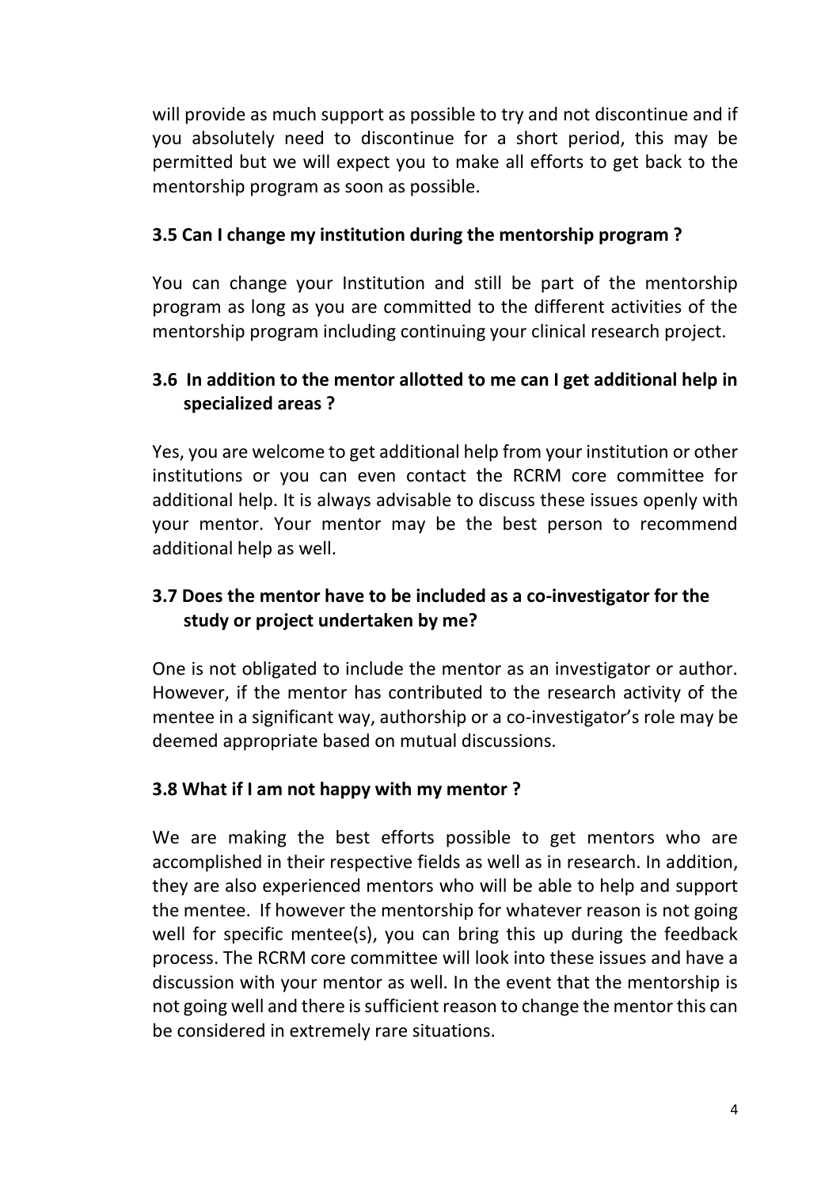will provide as much support as possible to try and not discontinue and if you absolutely need to discontinue for a short period, this may be permitted but we will expect you to make all efforts to get back to the mentorship program as soon as possible.

### 3.5 Can I change my institution during the mentorship program ?

You can change your Institution and still be part of the mentorship program as long as you are committed to the different activities of the mentorship program including continuing your clinical research project.

### 3.6 In addition to the mentor allotted to me can I get additional help in specialized areas ?

Yes, you are welcome to get additional help from your institution or other institutions or you can even contact the RCRM core committee for additional help. It is always advisable to discuss these issues openly with your mentor. Your mentor may be the best person to recommend additional help as well.

### 3.7 Does the mentor have to be included as a co-investigator for the study or project undertaken by me?

One is not obligated to include the mentor as an investigator or author. However, if the mentor has contributed to the research activity of the mentee in a significant way, authorship or a co-investigator's role may be deemed appropriate based on mutual discussions.

### 3.8 What if I am not happy with my mentor ?

We are making the best efforts possible to get mentors who are accomplished in their respective fields as well as in research. In addition, they are also experienced mentors who will be able to help and support the mentee. If however the mentorship for whatever reason is not going well for specific mentee(s), you can bring this up during the feedback process. The RCRM core committee will look into these issues and have a discussion with your mentor as well. In the event that the mentorship is not going well and there is sufficient reason to change the mentor this can be considered in extremely rare situations.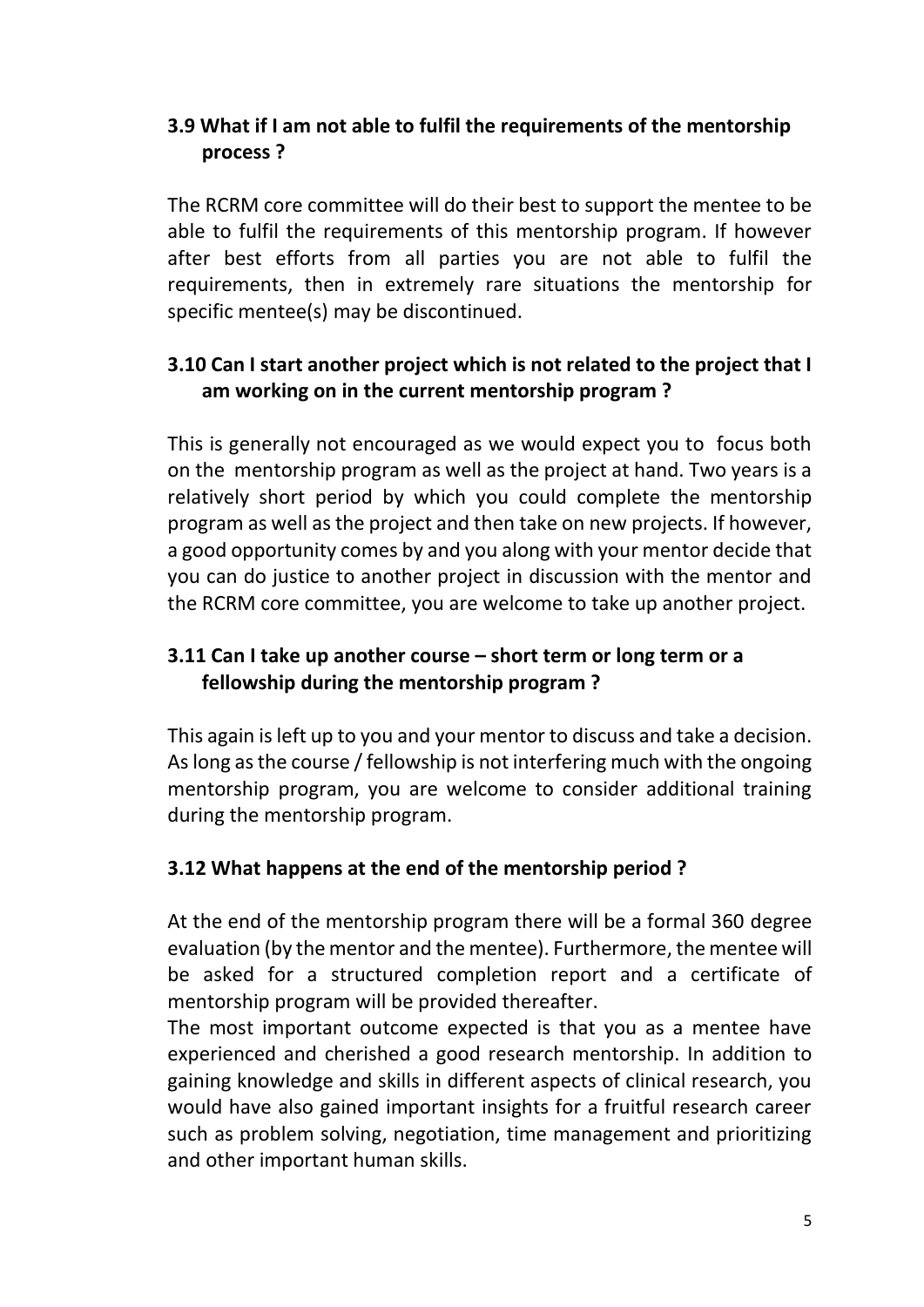### 3.9 What if I am not able to fulfil the requirements of the mentorship process ?

The RCRM core committee will do their best to support the mentee to be able to fulfil the requirements of this mentorship program. If however after best efforts from all parties you are not able to fulfil the requirements, then in extremely rare situations the mentorship for specific mentee(s) may be discontinued.

### 3.10 Can I start another project which is not related to the project that I am working on in the current mentorship program ?

This is generally not encouraged as we would expect you to focus both on the mentorship program as well as the project at hand. Two years is a relatively short period by which you could complete the mentorship program as well as the project and then take on new projects. If however, a good opportunity comes by and you along with your mentor decide that you can do justice to another project in discussion with the mentor and the RCRM core committee, you are welcome to take up another project.

### 3.11 Can I take up another course – short term or long term or a fellowship during the mentorship program ?

This again is left up to you and your mentor to discuss and take a decision. As long as the course / fellowship is not interfering much with the ongoing mentorship program, you are welcome to consider additional training during the mentorship program.

### 3.12 What happens at the end of the mentorship period ?

At the end of the mentorship program there will be a formal 360 degree evaluation (by the mentor and the mentee). Furthermore, the mentee will be asked for a structured completion report and a certificate of mentorship program will be provided thereafter.

The most important outcome expected is that you as a mentee have experienced and cherished a good research mentorship. In addition to gaining knowledge and skills in different aspects of clinical research, you would have also gained important insights for a fruitful research career such as problem solving, negotiation, time management and prioritizing and other important human skills.